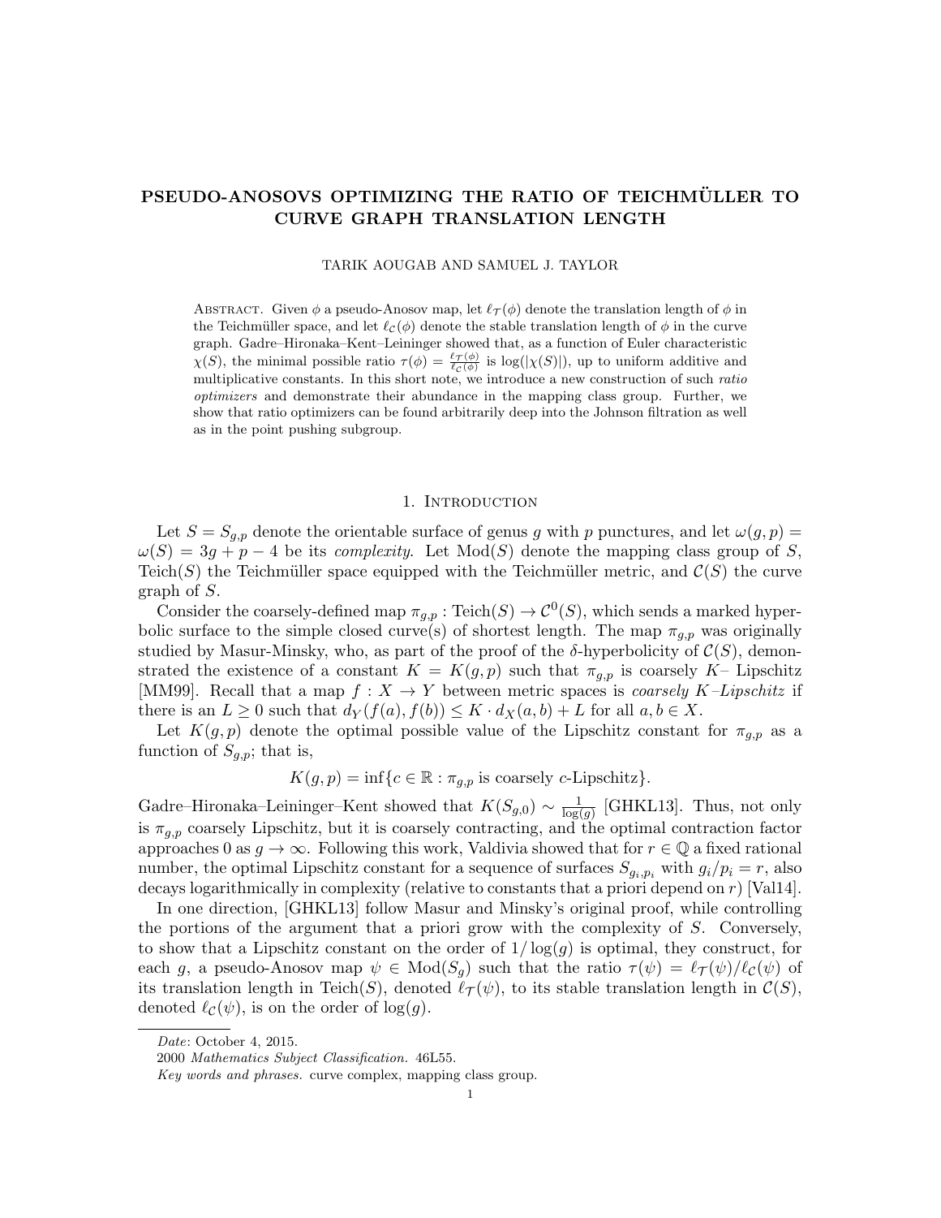# PSEUDO-ANOSOVS OPTIMIZING THE RATIO OF TEICHMÜLLER TO CURVE GRAPH TRANSLATION LENGTH

TARIK AOUGAB AND SAMUEL J. TAYLOR

Abstract. Given $\phi$ a pseudo-Anosov map, let $\ell_{\mathcal{T}}(\phi)$ denote the translation length of $\phi$ in the Teichmüller space, and let $\ell_{\mathcal{C}}(\phi)$ denote the stable translation length of $\phi$ in the curve graph. Gadre–Hironaka–Kent–Leininger showed that, as a function of Euler characteristic $\chi(S)$, the minimal possible ratio $\tau(\phi) = \frac{\ell_{\mathcal{T}}(\phi)}{\ell_{\mathcal{C}}(\phi)}$ is $\log(|\chi(S)|)$, up to uniform additive and multiplicative constants. In this short note, we introduce a new construction of such *ratio optimizers* and demonstrate their abundance in the mapping class group. Further, we show that ratio optimizers can be found arbitrarily deep into the Johnson filtration as well as in the point pushing subgroup.

## 1. Introduction

Let $S = S_{g,p}$ denote the orientable surface of genus $g$ with $p$ punctures, and let $\omega(g,p) = \omega(S) = 3g + p - 4$ be its *complexity*. Let $\mathrm{Mod}(S)$ denote the mapping class group of $S$, $\mathrm{Teich}(S)$ the Teichmüller space equipped with the Teichmüller metric, and $\mathcal{C}(S)$ the curve graph of $S$.

Consider the coarsely-defined map $\pi_{g,p} : \mathrm{Teich}(S) \to \mathcal{C}^0(S)$, which sends a marked hyperbolic surface to the simple closed curve(s) of shortest length. The map $\pi_{g,p}$ was originally studied by Masur-Minsky, who, as part of the proof of the $\delta$-hyperbolicity of $\mathcal{C}(S)$, demonstrated the existence of a constant $K = K(g,p)$ such that $\pi_{g,p}$ is coarsely $K$– Lipschitz [MM99]. Recall that a map $f : X \to Y$ between metric spaces is *coarsely $K$–Lipschitz* if there is an $L \geq 0$ such that $d_Y(f(a), f(b)) \leq K \cdot d_X(a,b) + L$ for all $a, b \in X$.

Let $K(g,p)$ denote the optimal possible value of the Lipschitz constant for $\pi_{g,p}$ as a function of $S_{g,p}$; that is,

$$K(g,p) = \inf\{c \in \mathbb{R} : \pi_{g,p} \text{ is coarsely } c\text{-Lipschitz}\}.$$

Gadre–Hironaka–Leininger–Kent showed that $K(S_{g,0}) \sim \frac{1}{\log(g)}$ [GHKL13]. Thus, not only is $\pi_{g,p}$ coarsely Lipschitz, but it is coarsely contracting, and the optimal contraction factor approaches 0 as $g \to \infty$. Following this work, Valdivia showed that for $r \in \mathbb{Q}$ a fixed rational number, the optimal Lipschitz constant for a sequence of surfaces $S_{g_i,p_i}$ with $g_i/p_i = r$, also decays logarithmically in complexity (relative to constants that a priori depend on $r$) [Val14].

In one direction, [GHKL13] follow Masur and Minsky's original proof, while controlling the portions of the argument that a priori grow with the complexity of $S$. Conversely, to show that a Lipschitz constant on the order of $1/\log(g)$ is optimal, they construct, for each $g$, a pseudo-Anosov map $\psi \in \mathrm{Mod}(S_g)$ such that the ratio $\tau(\psi) = \ell_{\mathcal{T}}(\psi)/\ell_{\mathcal{C}}(\psi)$ of its translation length in $\mathrm{Teich}(S)$, denoted $\ell_{\mathcal{T}}(\psi)$, to its stable translation length in $\mathcal{C}(S)$, denoted $\ell_{\mathcal{C}}(\psi)$, is on the order of $\log(g)$.

---

*Date*: October 4, 2015.

2000 *Mathematics Subject Classification.* 46L55.

*Key words and phrases.* curve complex, mapping class group.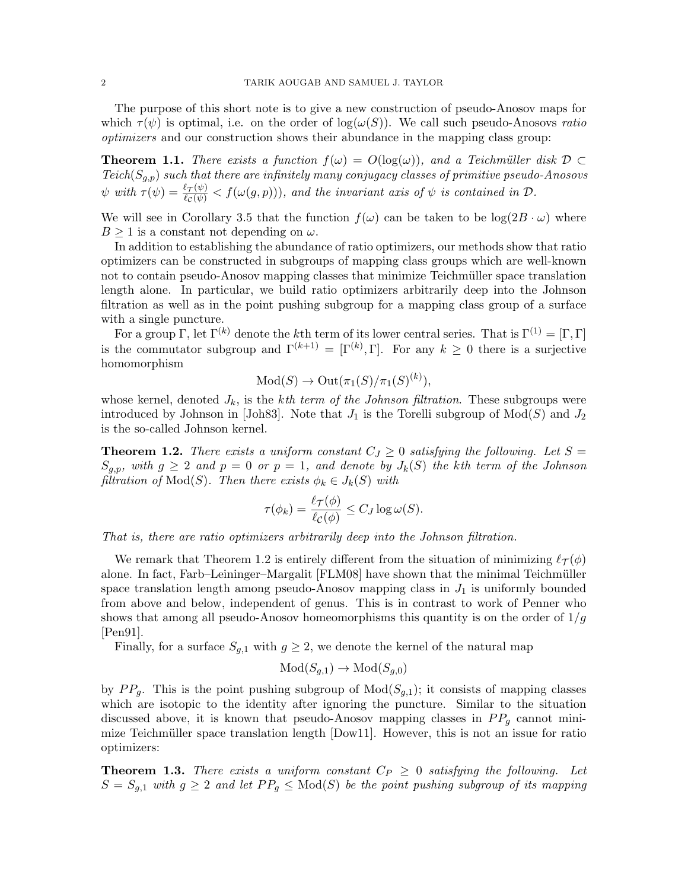The purpose of this short note is to give a new construction of pseudo-Anosov maps for which $\tau(\psi)$ is optimal, i.e. on the order of $\log(\omega(S))$. We call such pseudo-Anosovs *ratio optimizers* and our construction shows their abundance in the mapping class group:

**Theorem 1.1.** *There exists a function $f(\omega) = O(\log(\omega))$, and a Teichmüller disk $\mathcal{D} \subset Teich(S_{g,p})$ such that there are infinitely many conjugacy classes of primitive pseudo-Anosovs $\psi$ with $\tau(\psi) = \frac{\ell_{\mathcal{T}}(\psi)}{\ell_{\mathcal{C}}(\psi)} < f(\omega(g,p)))$, and the invariant axis of $\psi$ is contained in $\mathcal{D}$.*

We will see in Corollary 3.5 that the function $f(\omega)$ can be taken to be $\log(2B \cdot \omega)$ where $B \geq 1$ is a constant not depending on $\omega$.

In addition to establishing the abundance of ratio optimizers, our methods show that ratio optimizers can be constructed in subgroups of mapping class groups which are well-known not to contain pseudo-Anosov mapping classes that minimize Teichmüller space translation length alone. In particular, we build ratio optimizers arbitrarily deep into the Johnson filtration as well as in the point pushing subgroup for a mapping class group of a surface with a single puncture.

For a group $\Gamma$, let $\Gamma^{(k)}$ denote the $k$th term of its lower central series. That is $\Gamma^{(1)} = [\Gamma, \Gamma]$ is the commutator subgroup and $\Gamma^{(k+1)} = [\Gamma^{(k)}, \Gamma]$. For any $k \geq 0$ there is a surjective homomorphism

$$\mathrm{Mod}(S) \to \mathrm{Out}(\pi_1(S)/\pi_1(S)^{(k)}),$$

whose kernel, denoted $J_k$, is the *kth term of the Johnson filtration*. These subgroups were introduced by Johnson in [Joh83]. Note that $J_1$ is the Torelli subgroup of $\mathrm{Mod}(S)$ and $J_2$ is the so-called Johnson kernel.

**Theorem 1.2.** *There exists a uniform constant $C_J \geq 0$ satisfying the following. Let $S = S_{g,p}$, with $g \geq 2$ and $p = 0$ or $p = 1$, and denote by $J_k(S)$ the kth term of the Johnson filtration of $\mathrm{Mod}(S)$. Then there exists $\phi_k \in J_k(S)$ with*

$$\tau(\phi_k) = \frac{\ell_{\mathcal{T}}(\phi)}{\ell_{\mathcal{C}}(\phi)} \leq C_J \log \omega(S).$$

*That is, there are ratio optimizers arbitrarily deep into the Johnson filtration.*

We remark that Theorem 1.2 is entirely different from the situation of minimizing $\ell_{\mathcal{T}}(\phi)$ alone. In fact, Farb–Leininger–Margalit [FLM08] have shown that the minimal Teichmüller space translation length among pseudo-Anosov mapping class in $J_1$ is uniformly bounded from above and below, independent of genus. This is in contrast to work of Penner who shows that among all pseudo-Anosov homeomorphisms this quantity is on the order of $1/g$ [Pen91].

Finally, for a surface $S_{g,1}$ with $g \geq 2$, we denote the kernel of the natural map

$$\mathrm{Mod}(S_{g,1}) \to \mathrm{Mod}(S_{g,0})$$

by $PP_g$. This is the point pushing subgroup of $\mathrm{Mod}(S_{g,1})$; it consists of mapping classes which are isotopic to the identity after ignoring the puncture. Similar to the situation discussed above, it is known that pseudo-Anosov mapping classes in $PP_g$ cannot minimize Teichmüller space translation length [Dow11]. However, this is not an issue for ratio optimizers:

**Theorem 1.3.** *There exists a uniform constant $C_P \geq 0$ satisfying the following. Let $S = S_{g,1}$ with $g \geq 2$ and let $PP_g \leq \mathrm{Mod}(S)$ be the point pushing subgroup of its mapping*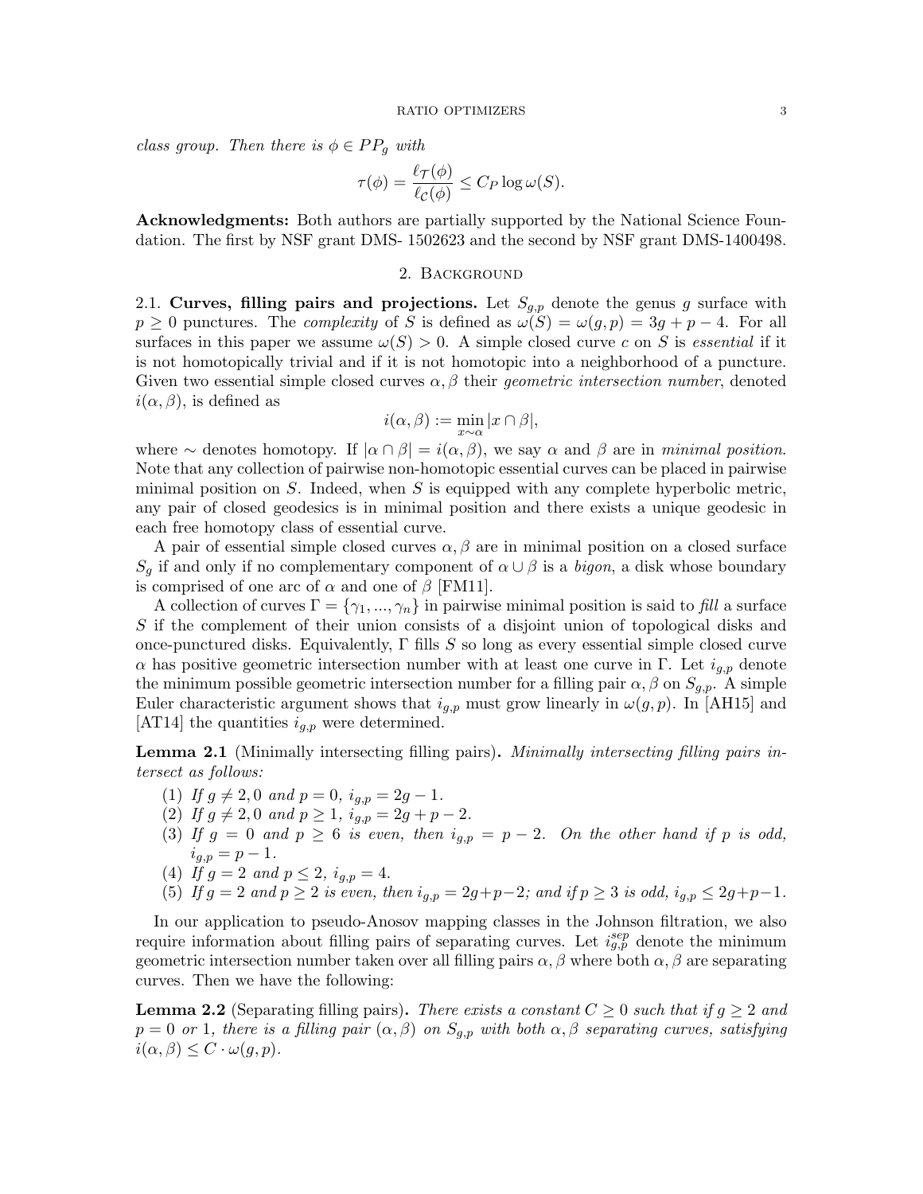*class group. Then there is $\phi \in PP_g$ with*

$$\tau(\phi) = \frac{\ell_{\mathcal{T}}(\phi)}{\ell_{\mathcal{C}}(\phi)} \leq C_P \log \omega(S).$$

**Acknowledgments:** Both authors are partially supported by the National Science Foundation. The first by NSF grant DMS- 1502623 and the second by NSF grant DMS-1400498.

## 2. Background

### 2.1. Curves, filling pairs and projections.

Let $S_{g,p}$ denote the genus $g$ surface with $p \geq 0$ punctures. The *complexity* of $S$ is defined as $\omega(S) = \omega(g,p) = 3g + p - 4$. For all surfaces in this paper we assume $\omega(S) > 0$. A simple closed curve $c$ on $S$ is *essential* if it is not homotopically trivial and if it is not homotopic into a neighborhood of a puncture. Given two essential simple closed curves $\alpha, \beta$ their *geometric intersection number*, denoted $i(\alpha, \beta)$, is defined as

$$i(\alpha, \beta) := \min_{x \sim \alpha} |x \cap \beta|,$$

where $\sim$ denotes homotopy. If $|\alpha \cap \beta| = i(\alpha, \beta)$, we say $\alpha$ and $\beta$ are in *minimal position*. Note that any collection of pairwise non-homotopic essential curves can be placed in pairwise minimal position on $S$. Indeed, when $S$ is equipped with any complete hyperbolic metric, any pair of closed geodesics is in minimal position and there exists a unique geodesic in each free homotopy class of essential curve.

A pair of essential simple closed curves $\alpha, \beta$ are in minimal position on a closed surface $S_g$ if and only if no complementary component of $\alpha \cup \beta$ is a *bigon*, a disk whose boundary is comprised of one arc of $\alpha$ and one of $\beta$ [FM11].

A collection of curves $\Gamma = \{\gamma_1, ..., \gamma_n\}$ in pairwise minimal position is said to *fill* a surface $S$ if the complement of their union consists of a disjoint union of topological disks and once-punctured disks. Equivalently, $\Gamma$ fills $S$ so long as every essential simple closed curve $\alpha$ has positive geometric intersection number with at least one curve in $\Gamma$. Let $i_{g,p}$ denote the minimum possible geometric intersection number for a filling pair $\alpha, \beta$ on $S_{g,p}$. A simple Euler characteristic argument shows that $i_{g,p}$ must grow linearly in $\omega(g,p)$. In [AH15] and [AT14] the quantities $i_{g,p}$ were determined.

**Lemma 2.1** (Minimally intersecting filling pairs)**.** *Minimally intersecting filling pairs intersect as follows:*

1. *If $g \neq 2, 0$ and $p = 0$, $i_{g,p} = 2g - 1$.*
2. *If $g \neq 2, 0$ and $p \geq 1$, $i_{g,p} = 2g + p - 2$.*
3. *If $g = 0$ and $p \geq 6$ is even, then $i_{g,p} = p - 2$. On the other hand if $p$ is odd, $i_{g,p} = p - 1$.*
4. *If $g = 2$ and $p \leq 2$, $i_{g,p} = 4$.*
5. *If $g = 2$ and $p \geq 2$ is even, then $i_{g,p} = 2g+p-2$; and if $p \geq 3$ is odd, $i_{g,p} \leq 2g+p-1$.*

In our application to pseudo-Anosov mapping classes in the Johnson filtration, we also require information about filling pairs of separating curves. Let $i_{g,p}^{sep}$ denote the minimum geometric intersection number taken over all filling pairs $\alpha, \beta$ where both $\alpha, \beta$ are separating curves. Then we have the following:

**Lemma 2.2** (Separating filling pairs)**.** *There exists a constant $C \geq 0$ such that if $g \geq 2$ and $p = 0$ or $1$, there is a filling pair $(\alpha, \beta)$ on $S_{g,p}$ with both $\alpha, \beta$ separating curves, satisfying $i(\alpha, \beta) \leq C \cdot \omega(g,p)$.*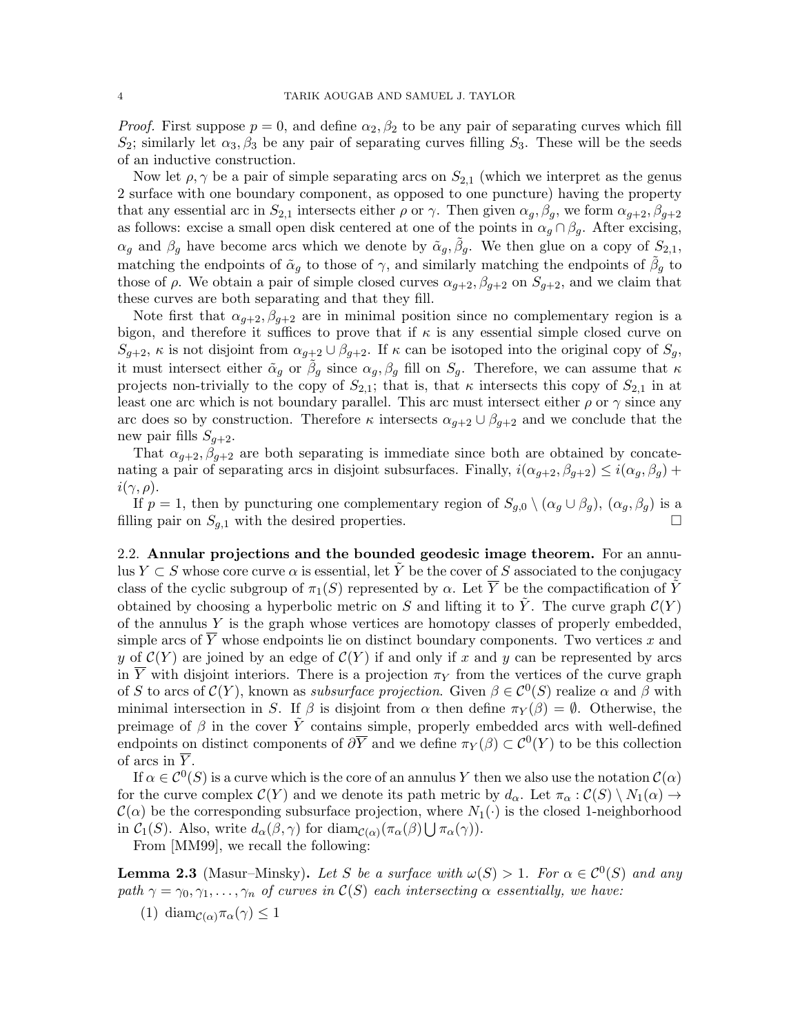*Proof.* First suppose $p = 0$, and define $\alpha_2, \beta_2$ to be any pair of separating curves which fill $S_2$; similarly let $\alpha_3, \beta_3$ be any pair of separating curves filling $S_3$. These will be the seeds of an inductive construction.

Now let $\rho, \gamma$ be a pair of simple separating arcs on $S_{2,1}$ (which we interpret as the genus 2 surface with one boundary component, as opposed to one puncture) having the property that any essential arc in $S_{2,1}$ intersects either $\rho$ or $\gamma$. Then given $\alpha_g, \beta_g$, we form $\alpha_{g+2}, \beta_{g+2}$ as follows: excise a small open disk centered at one of the points in $\alpha_g \cap \beta_g$. After excising, $\alpha_g$ and $\beta_g$ have become arcs which we denote by $\tilde{\alpha}_g, \tilde{\beta}_g$. We then glue on a copy of $S_{2,1}$, matching the endpoints of $\tilde{\alpha}_g$ to those of $\gamma$, and similarly matching the endpoints of $\tilde{\beta}_g$ to those of $\rho$. We obtain a pair of simple closed curves $\alpha_{g+2}, \beta_{g+2}$ on $S_{g+2}$, and we claim that these curves are both separating and that they fill.

Note first that $\alpha_{g+2}, \beta_{g+2}$ are in minimal position since no complementary region is a bigon, and therefore it suffices to prove that if $\kappa$ is any essential simple closed curve on $S_{g+2}$, $\kappa$ is not disjoint from $\alpha_{g+2} \cup \beta_{g+2}$. If $\kappa$ can be isotoped into the original copy of $S_g$, it must intersect either $\tilde{\alpha}_g$ or $\tilde{\beta}_g$ since $\alpha_g, \beta_g$ fill on $S_g$. Therefore, we can assume that $\kappa$ projects non-trivially to the copy of $S_{2,1}$; that is, that $\kappa$ intersects this copy of $S_{2,1}$ in at least one arc which is not boundary parallel. This arc must intersect either $\rho$ or $\gamma$ since any arc does so by construction. Therefore $\kappa$ intersects $\alpha_{g+2} \cup \beta_{g+2}$ and we conclude that the new pair fills $S_{g+2}$.

That $\alpha_{g+2}, \beta_{g+2}$ are both separating is immediate since both are obtained by concatenating a pair of separating arcs in disjoint subsurfaces. Finally, $i(\alpha_{g+2}, \beta_{g+2}) \leq i(\alpha_g, \beta_g) + i(\gamma, \rho)$.

If $p = 1$, then by puncturing one complementary region of $S_{g,0} \setminus (\alpha_g \cup \beta_g)$, $(\alpha_g, \beta_g)$ is a filling pair on $S_{g,1}$ with the desired properties. □

### 2.2. Annular projections and the bounded geodesic image theorem.

For an annulus $Y \subset S$ whose core curve $\alpha$ is essential, let $\tilde{Y}$ be the cover of $S$ associated to the conjugacy class of the cyclic subgroup of $\pi_1(S)$ represented by $\alpha$. Let $\overline{Y}$ be the compactification of $\tilde{Y}$ obtained by choosing a hyperbolic metric on $S$ and lifting it to $\tilde{Y}$. The curve graph $\mathcal{C}(Y)$ of the annulus $Y$ is the graph whose vertices are homotopy classes of properly embedded, simple arcs of $\overline{Y}$ whose endpoints lie on distinct boundary components. Two vertices $x$ and $y$ of $\mathcal{C}(Y)$ are joined by an edge of $\mathcal{C}(Y)$ if and only if $x$ and $y$ can be represented by arcs in $\overline{Y}$ with disjoint interiors. There is a projection $\pi_Y$ from the vertices of the curve graph of $S$ to arcs of $\mathcal{C}(Y)$, known as *subsurface projection*. Given $\beta \in \mathcal{C}^0(S)$ realize $\alpha$ and $\beta$ with minimal intersection in $S$. If $\beta$ is disjoint from $\alpha$ then define $\pi_Y(\beta) = \emptyset$. Otherwise, the preimage of $\beta$ in the cover $\tilde{Y}$ contains simple, properly embedded arcs with well-defined endpoints on distinct components of $\partial\overline{Y}$ and we define $\pi_Y(\beta) \subset \mathcal{C}^0(Y)$ to be this collection of arcs in $\overline{Y}$.

If $\alpha \in \mathcal{C}^0(S)$ is a curve which is the core of an annulus $Y$ then we also use the notation $\mathcal{C}(\alpha)$ for the curve complex $\mathcal{C}(Y)$ and we denote its path metric by $d_\alpha$. Let $\pi_\alpha : \mathcal{C}(S) \setminus N_1(\alpha) \to \mathcal{C}(\alpha)$ be the corresponding subsurface projection, where $N_1(\cdot)$ is the closed 1-neighborhood in $\mathcal{C}_1(S)$. Also, write $d_\alpha(\beta, \gamma)$ for $\mathrm{diam}_{\mathcal{C}(\alpha)}(\pi_\alpha(\beta) \bigcup \pi_\alpha(\gamma))$.

From [MM99], we recall the following:

**Lemma 2.3** (Masur–Minsky)**.** *Let $S$ be a surface with $\omega(S) > 1$. For $\alpha \in \mathcal{C}^0(S)$ and any path $\gamma = \gamma_0, \gamma_1, \ldots, \gamma_n$ of curves in $\mathcal{C}(S)$ each intersecting $\alpha$ essentially, we have:*

1. $\mathrm{diam}_{\mathcal{C}(\alpha)} \pi_\alpha(\gamma) \leq 1$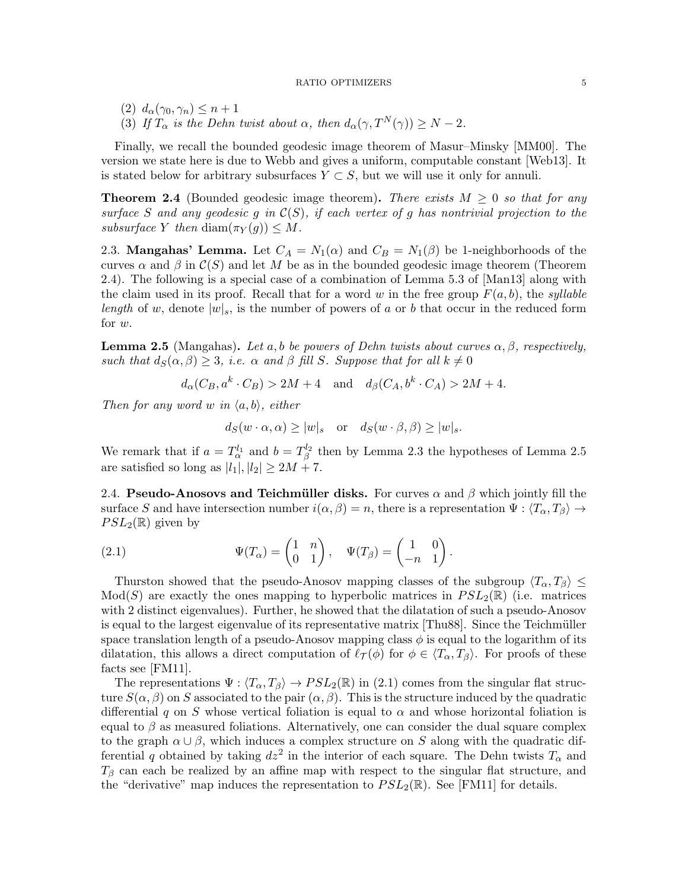(2) $d_\alpha(\gamma_0, \gamma_n) \leq n + 1$

(3) *If $T_\alpha$ is the Dehn twist about $\alpha$, then $d_\alpha(\gamma, T^N(\gamma)) \geq N - 2$.*

Finally, we recall the bounded geodesic image theorem of Masur–Minsky [MM00]. The version we state here is due to Webb and gives a uniform, computable constant [Web13]. It is stated below for arbitrary subsurfaces $Y \subset S$, but we will use it only for annuli.

**Theorem 2.4** (Bounded geodesic image theorem)**.** *There exists $M \geq 0$ so that for any surface $S$ and any geodesic $g$ in $\mathcal{C}(S)$, if each vertex of $g$ has nontrivial projection to the subsurface $Y$ then $\operatorname{diam}(\pi_Y(g)) \leq M$.*

2.3. **Mangahas' Lemma.** Let $C_A = N_1(\alpha)$ and $C_B = N_1(\beta)$ be 1-neighborhoods of the curves $\alpha$ and $\beta$ in $\mathcal{C}(S)$ and let $M$ be as in the bounded geodesic image theorem (Theorem 2.4). The following is a special case of a combination of Lemma 5.3 of [Man13] along with the claim used in its proof. Recall that for a word $w$ in the free group $F(a, b)$, the *syllable length* of $w$, denote $|w|_s$, is the number of powers of $a$ or $b$ that occur in the reduced form for $w$.

**Lemma 2.5** (Mangahas)**.** *Let $a, b$ be powers of Dehn twists about curves $\alpha, \beta$, respectively, such that $d_S(\alpha, \beta) \geq 3$, i.e. $\alpha$ and $\beta$ fill $S$. Suppose that for all $k \neq 0$*

$$d_\alpha(C_B, a^k \cdot C_B) > 2M + 4 \quad \text{and} \quad d_\beta(C_A, b^k \cdot C_A) > 2M + 4.$$

*Then for any word $w$ in $\langle a, b\rangle$, either*

$$d_S(w \cdot \alpha, \alpha) \geq |w|_s \quad \text{or} \quad d_S(w \cdot \beta, \beta) \geq |w|_s.$$

We remark that if $a = T_\alpha^{l_1}$ and $b = T_\beta^{l_2}$ then by Lemma 2.3 the hypotheses of Lemma 2.5 are satisfied so long as $|l_1|, |l_2| \geq 2M + 7$.

2.4. **Pseudo-Anosovs and Teichmüller disks.** For curves $\alpha$ and $\beta$ which jointly fill the surface $S$ and have intersection number $i(\alpha, \beta) = n$, there is a representation $\Psi : \langle T_\alpha, T_\beta\rangle \to PSL_2(\mathbb{R})$ given by

$$\Psi(T_\alpha) = \begin{pmatrix} 1 & n \\ 0 & 1 \end{pmatrix}, \quad \Psi(T_\beta) = \begin{pmatrix} 1 & 0 \\ -n & 1 \end{pmatrix}. \tag{2.1}$$

Thurston showed that the pseudo-Anosov mapping classes of the subgroup $\langle T_\alpha, T_\beta\rangle \leq \operatorname{Mod}(S)$ are exactly the ones mapping to hyperbolic matrices in $PSL_2(\mathbb{R})$ (i.e. matrices with 2 distinct eigenvalues). Further, he showed that the dilatation of such a pseudo-Anosov is equal to the largest eigenvalue of its representative matrix [Thu88]. Since the Teichmüller space translation length of a pseudo-Anosov mapping class $\phi$ is equal to the logarithm of its dilatation, this allows a direct computation of $\ell_{\mathcal{T}}(\phi)$ for $\phi \in \langle T_\alpha, T_\beta\rangle$. For proofs of these facts see [FM11].

The representations $\Psi : \langle T_\alpha, T_\beta\rangle \to PSL_2(\mathbb{R})$ in (2.1) comes from the singular flat structure $S(\alpha, \beta)$ on $S$ associated to the pair $(\alpha, \beta)$. This is the structure induced by the quadratic differential $q$ on $S$ whose vertical foliation is equal to $\alpha$ and whose horizontal foliation is equal to $\beta$ as measured foliations. Alternatively, one can consider the dual square complex to the graph $\alpha \cup \beta$, which induces a complex structure on $S$ along with the quadratic differential $q$ obtained by taking $dz^2$ in the interior of each square. The Dehn twists $T_\alpha$ and $T_\beta$ can each be realized by an affine map with respect to the singular flat structure, and the "derivative" map induces the representation to $PSL_2(\mathbb{R})$. See [FM11] for details.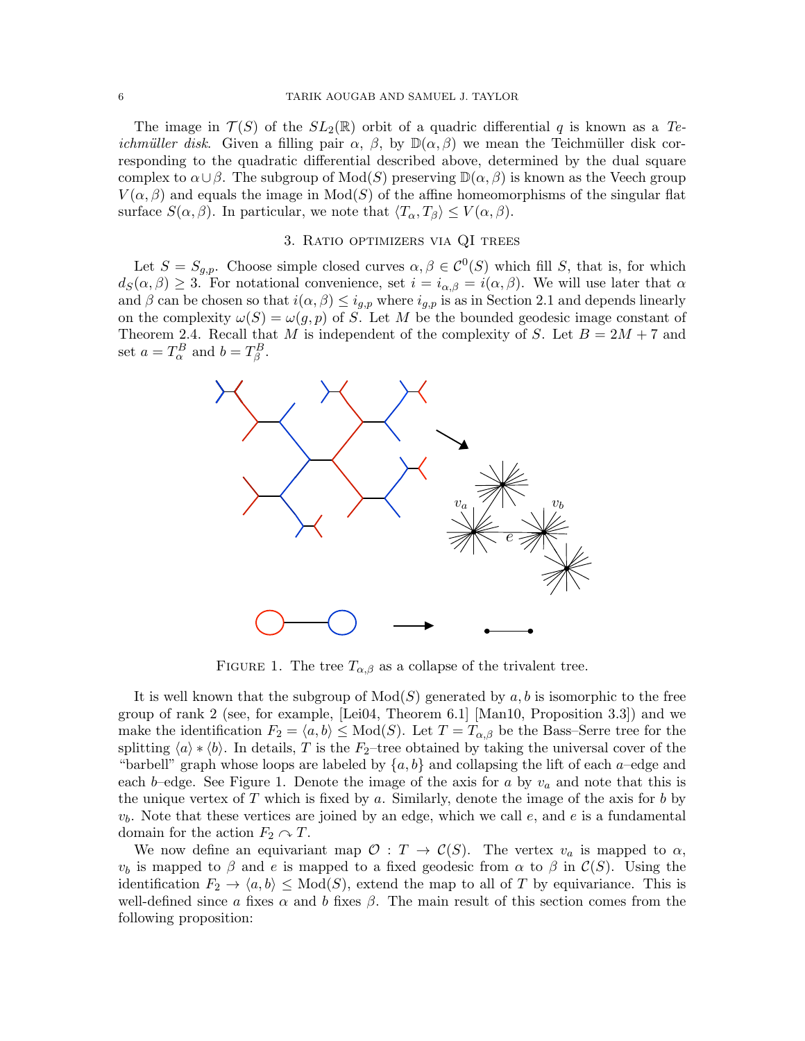The image in $\mathcal{T}(S)$ of the $SL_2(\mathbb{R})$ orbit of a quadric differential $q$ is known as a *Teichmüller disk*. Given a filling pair $\alpha$, $\beta$, by $\mathbb{D}(\alpha, \beta)$ we mean the Teichmüller disk corresponding to the quadratic differential described above, determined by the dual square complex to $\alpha \cup \beta$. The subgroup of $\mathrm{Mod}(S)$ preserving $\mathbb{D}(\alpha, \beta)$ is known as the Veech group $V(\alpha, \beta)$ and equals the image in $\mathrm{Mod}(S)$ of the affine homeomorphisms of the singular flat surface $S(\alpha, \beta)$. In particular, we note that $\langle T_\alpha, T_\beta \rangle \leq V(\alpha, \beta)$.

## 3. Ratio optimizers via QI trees

Let $S = S_{g,p}$. Choose simple closed curves $\alpha, \beta \in \mathcal{C}^0(S)$ which fill $S$, that is, for which $d_S(\alpha, \beta) \geq 3$. For notational convenience, set $i = i_{\alpha,\beta} = i(\alpha, \beta)$. We will use later that $\alpha$ and $\beta$ can be chosen so that $i(\alpha, \beta) \leq i_{g,p}$ where $i_{g,p}$ is as in Section 2.1 and depends linearly on the complexity $\omega(S) = \omega(g, p)$ of $S$. Let $M$ be the bounded geodesic image constant of Theorem 2.4. Recall that $M$ is independent of the complexity of $S$. Let $B = 2M + 7$ and set $a = T_\alpha^B$ and $b = T_\beta^B$.

FIGURE 1. The tree $T_{\alpha,\beta}$ as a collapse of the trivalent tree.

It is well known that the subgroup of $\mathrm{Mod}(S)$ generated by $a, b$ is isomorphic to the free group of rank 2 (see, for example, [Lei04, Theorem 6.1] [Man10, Proposition 3.3]) and we make the identification $F_2 = \langle a, b \rangle \leq \mathrm{Mod}(S)$. Let $T = T_{\alpha,\beta}$ be the Bass–Serre tree for the splitting $\langle a \rangle * \langle b \rangle$. In details, $T$ is the $F_2$–tree obtained by taking the universal cover of the "barbell" graph whose loops are labeled by $\{a, b\}$ and collapsing the lift of each $a$–edge and each $b$–edge. See Figure 1. Denote the image of the axis for $a$ by $v_a$ and note that this is the unique vertex of $T$ which is fixed by $a$. Similarly, denote the image of the axis for $b$ by $v_b$. Note that these vertices are joined by an edge, which we call $e$, and $e$ is a fundamental domain for the action $F_2 \curvearrowright T$.

We now define an equivariant map $\mathcal{O} : T \to \mathcal{C}(S)$. The vertex $v_a$ is mapped to $\alpha$, $v_b$ is mapped to $\beta$ and $e$ is mapped to a fixed geodesic from $\alpha$ to $\beta$ in $\mathcal{C}(S)$. Using the identification $F_2 \to \langle a, b \rangle \leq \mathrm{Mod}(S)$, extend the map to all of $T$ by equivariance. This is well-defined since $a$ fixes $\alpha$ and $b$ fixes $\beta$. The main result of this section comes from the following proposition: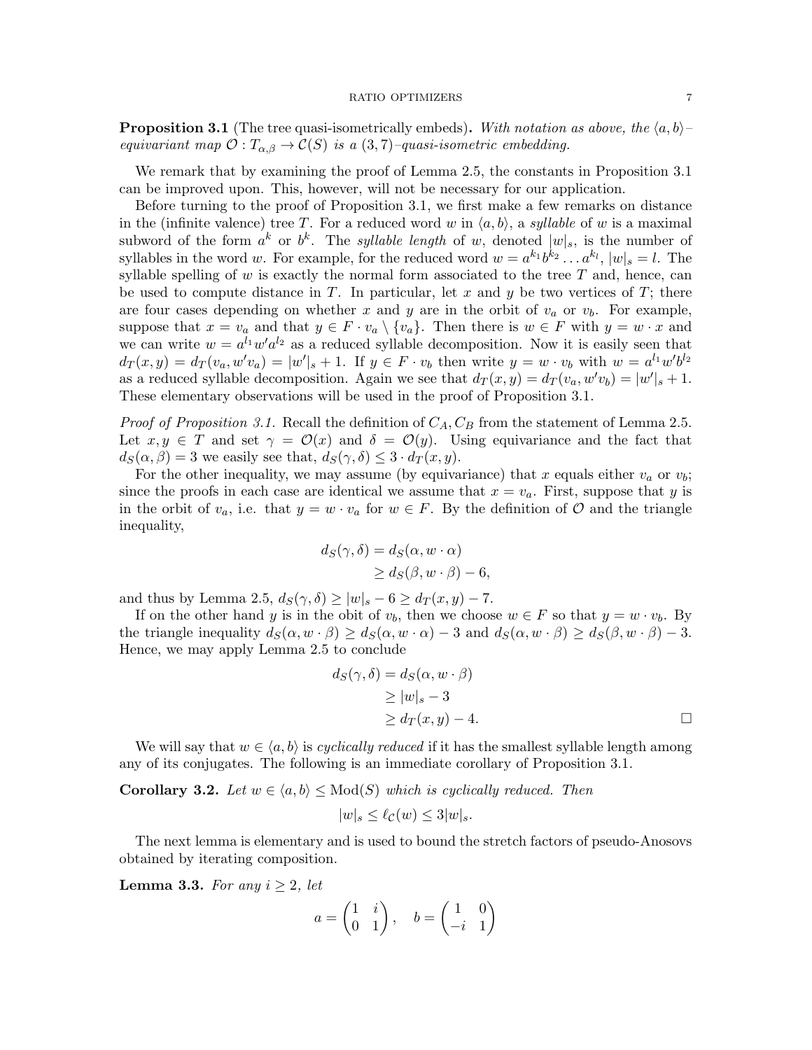**Proposition 3.1** (The tree quasi-isometrically embeds)**.** *With notation as above, the $\langle a, b\rangle$–equivariant map $\mathcal{O} : T_{\alpha,\beta} \to \mathcal{C}(S)$ is a $(3, 7)$–quasi-isometric embedding.*

We remark that by examining the proof of Lemma 2.5, the constants in Proposition 3.1 can be improved upon. This, however, will not be necessary for our application.

Before turning to the proof of Proposition 3.1, we first make a few remarks on distance in the (infinite valence) tree $T$. For a reduced word $w$ in $\langle a, b\rangle$, a *syllable* of $w$ is a maximal subword of the form $a^k$ or $b^k$. The *syllable length* of $w$, denoted $|w|_s$, is the number of syllables in the word $w$. For example, for the reduced word $w = a^{k_1} b^{k_2} \dots a^{k_l}$, $|w|_s = l$. The syllable spelling of $w$ is exactly the normal form associated to the tree $T$ and, hence, can be used to compute distance in $T$. In particular, let $x$ and $y$ be two vertices of $T$; there are four cases depending on whether $x$ and $y$ are in the orbit of $v_a$ or $v_b$. For example, suppose that $x = v_a$ and that $y \in F \cdot v_a \setminus \{v_a\}$. Then there is $w \in F$ with $y = w \cdot x$ and we can write $w = a^{l_1} w' a^{l_2}$ as a reduced syllable decomposition. Now it is easily seen that $d_T(x, y) = d_T(v_a, w'v_a) = |w'|_s + 1$. If $y \in F \cdot v_b$ then write $y = w \cdot v_b$ with $w = a^{l_1} w' b^{l_2}$ as a reduced syllable decomposition. Again we see that $d_T(x, y) = d_T(v_a, w'v_b) = |w'|_s + 1$. These elementary observations will be used in the proof of Proposition 3.1.

*Proof of Proposition 3.1.* Recall the definition of $C_A, C_B$ from the statement of Lemma 2.5. Let $x, y \in T$ and set $\gamma = \mathcal{O}(x)$ and $\delta = \mathcal{O}(y)$. Using equivariance and the fact that $d_S(\alpha, \beta) = 3$ we easily see that, $d_S(\gamma, \delta) \le 3 \cdot d_T(x, y)$.

For the other inequality, we may assume (by equivariance) that $x$ equals either $v_a$ or $v_b$; since the proofs in each case are identical we assume that $x = v_a$. First, suppose that $y$ is in the orbit of $v_a$, i.e. that $y = w \cdot v_a$ for $w \in F$. By the definition of $\mathcal{O}$ and the triangle inequality,

$$\begin{aligned} d_S(\gamma, \delta) &= d_S(\alpha, w \cdot \alpha) \\ &\ge d_S(\beta, w \cdot \beta) - 6, \end{aligned}$$

and thus by Lemma 2.5, $d_S(\gamma, \delta) \ge |w|_s - 6 \ge d_T(x, y) - 7$.

If on the other hand $y$ is in the obit of $v_b$, then we choose $w \in F$ so that $y = w \cdot v_b$. By the triangle inequality $d_S(\alpha, w \cdot \beta) \ge d_S(\alpha, w \cdot \alpha) - 3$ and $d_S(\alpha, w \cdot \beta) \ge d_S(\beta, w \cdot \beta) - 3$. Hence, we may apply Lemma 2.5 to conclude

$$\begin{aligned} d_S(\gamma, \delta) &= d_S(\alpha, w \cdot \beta) \\ &\ge |w|_s - 3 \\ &\ge d_T(x, y) - 4. \end{aligned}$$

□

We will say that $w \in \langle a, b\rangle$ is *cyclically reduced* if it has the smallest syllable length among any of its conjugates. The following is an immediate corollary of Proposition 3.1.

**Corollary 3.2.** *Let $w \in \langle a, b\rangle \le \mathrm{Mod}(S)$ which is cyclically reduced. Then*

$$|w|_s \le \ell_{\mathcal{C}}(w) \le 3|w|_s.$$

The next lemma is elementary and is used to bound the stretch factors of pseudo-Anosovs obtained by iterating composition.

**Lemma 3.3.** *For any $i \ge 2$, let*

$$a = \begin{pmatrix} 1 & i \\ 0 & 1 \end{pmatrix}, \quad b = \begin{pmatrix} 1 & 0 \\ -i & 1 \end{pmatrix}$$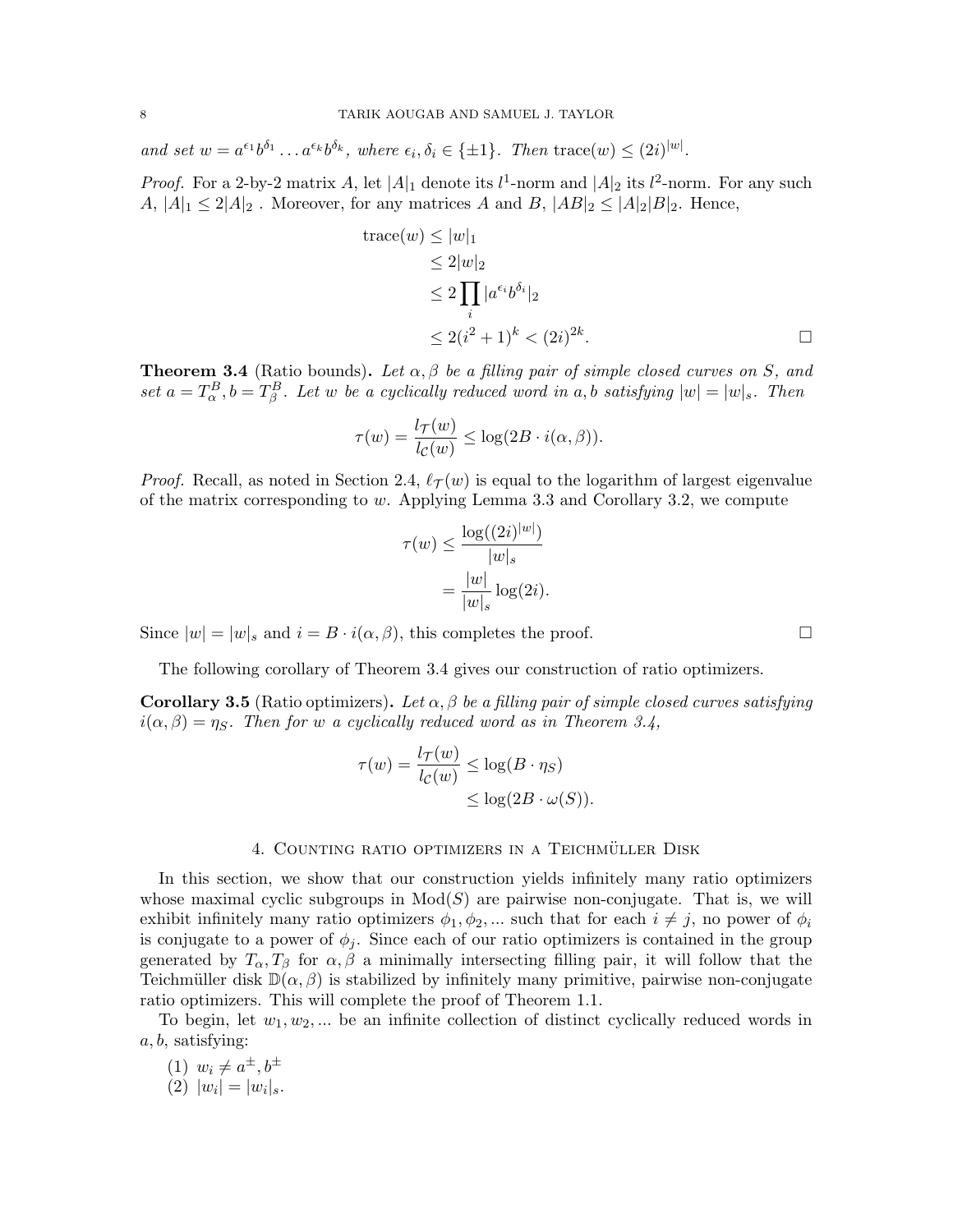*and set $w = a^{\epsilon_1} b^{\delta_1} \dots a^{\epsilon_k} b^{\delta_k}$, where $\epsilon_i, \delta_i \in \{\pm 1\}$. Then* $\mathrm{trace}(w) \le (2i)^{|w|}$.

*Proof.* For a 2-by-2 matrix $A$, let $|A|_1$ denote its $l^1$-norm and $|A|_2$ its $l^2$-norm. For any such $A$, $|A|_1 \le 2|A|_2$ . Moreover, for any matrices $A$ and $B$, $|AB|_2 \le |A|_2 |B|_2$. Hence,

$$\begin{aligned}
\mathrm{trace}(w) &\le |w|_1 \\
&\le 2|w|_2 \\
&\le 2 \prod_i |a^{\epsilon_i} b^{\delta_i}|_2 \\
&\le 2(i^2+1)^k < (2i)^{2k}.
\end{aligned}$$

□

**Theorem 3.4** (Ratio bounds)**.** *Let $\alpha, \beta$ be a filling pair of simple closed curves on $S$, and set $a = T_\alpha^B, b = T_\beta^B$. Let $w$ be a cyclically reduced word in $a, b$ satisfying $|w| = |w|_s$. Then*

$$\tau(w) = \frac{l_{\mathcal{T}}(w)}{l_{\mathcal{C}}(w)} \le \log(2B \cdot i(\alpha, \beta)).$$

*Proof.* Recall, as noted in Section 2.4, $\ell_{\mathcal{T}}(w)$ is equal to the logarithm of largest eigenvalue of the matrix corresponding to $w$. Applying Lemma 3.3 and Corollary 3.2, we compute

$$\begin{aligned}
\tau(w) &\le \frac{\log((2i)^{|w|})}{|w|_s} \\
&= \frac{|w|}{|w|_s} \log(2i).
\end{aligned}$$

Since $|w| = |w|_s$ and $i = B \cdot i(\alpha, \beta)$, this completes the proof. □

The following corollary of Theorem 3.4 gives our construction of ratio optimizers.

**Corollary 3.5** (Ratio optimizers)**.** *Let $\alpha, \beta$ be a filling pair of simple closed curves satisfying $i(\alpha, \beta) = \eta_S$. Then for $w$ a cyclically reduced word as in Theorem 3.4,*

$$\begin{aligned}
\tau(w) = \frac{l_{\mathcal{T}}(w)}{l_{\mathcal{C}}(w)} &\le \log(B \cdot \eta_S) \\
&\le \log(2B \cdot \omega(S)).
\end{aligned}$$

## 4. Counting ratio optimizers in a Teichmüller Disk

In this section, we show that our construction yields infinitely many ratio optimizers whose maximal cyclic subgroups in $\mathrm{Mod}(S)$ are pairwise non-conjugate. That is, we will exhibit infinitely many ratio optimizers $\phi_1, \phi_2, \dots$ such that for each $i \neq j$, no power of $\phi_i$ is conjugate to a power of $\phi_j$. Since each of our ratio optimizers is contained in the group generated by $T_\alpha, T_\beta$ for $\alpha, \beta$ a minimally intersecting filling pair, it will follow that the Teichmüller disk $\mathbb{D}(\alpha, \beta)$ is stabilized by infinitely many primitive, pairwise non-conjugate ratio optimizers. This will complete the proof of Theorem 1.1.

To begin, let $w_1, w_2, \dots$ be an infinite collection of distinct cyclically reduced words in $a, b$, satisfying:

(1) $w_i \neq a^{\pm}, b^{\pm}$
(2) $|w_i| = |w_i|_s$.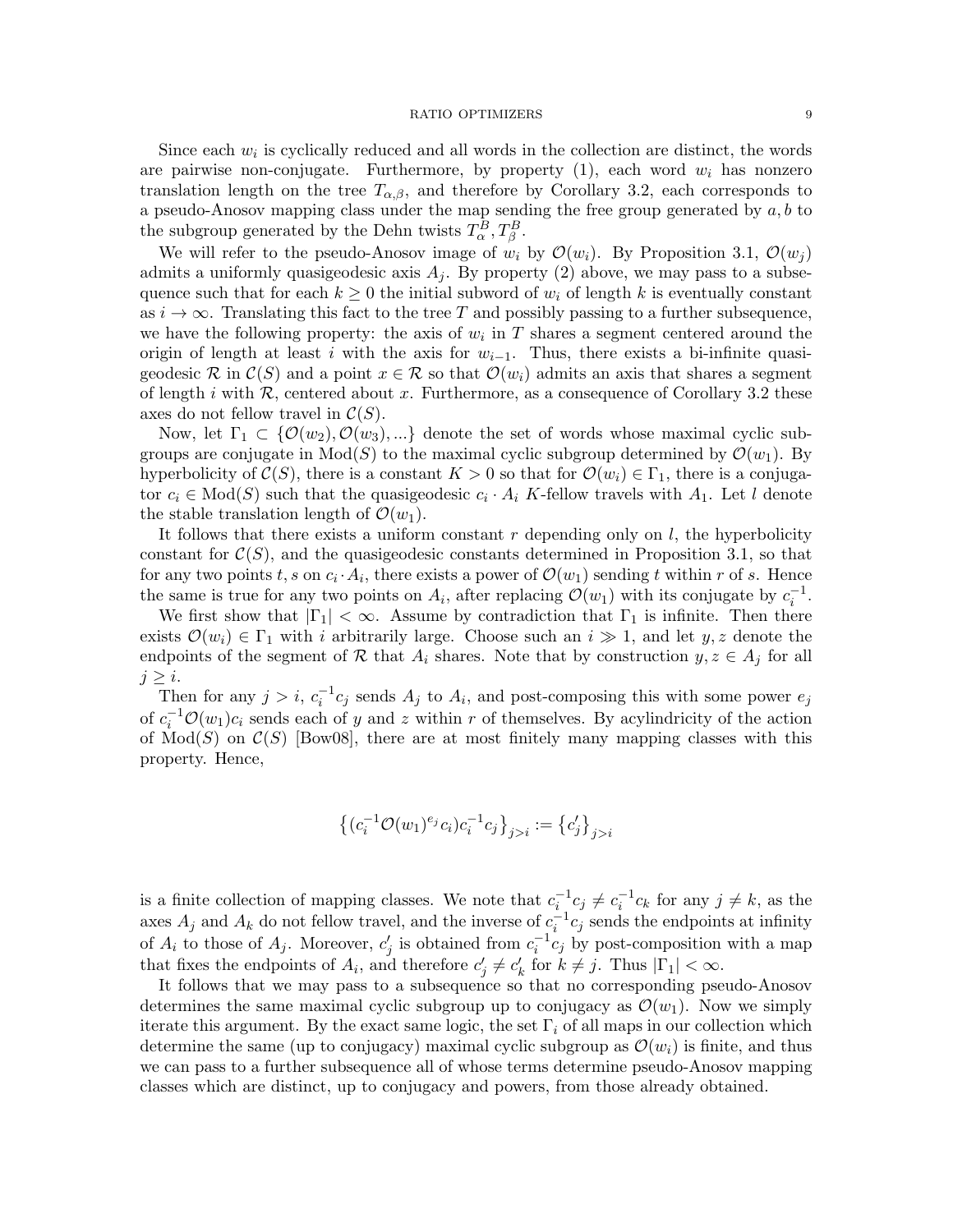Since each $w_i$ is cyclically reduced and all words in the collection are distinct, the words are pairwise non-conjugate. Furthermore, by property (1), each word $w_i$ has nonzero translation length on the tree $T_{\alpha,\beta}$, and therefore by Corollary 3.2, each corresponds to a pseudo-Anosov mapping class under the map sending the free group generated by $a, b$ to the subgroup generated by the Dehn twists $T_\alpha^B, T_\beta^B$.

We will refer to the pseudo-Anosov image of $w_i$ by $\mathcal{O}(w_i)$. By Proposition 3.1, $\mathcal{O}(w_j)$ admits a uniformly quasigeodesic axis $A_j$. By property (2) above, we may pass to a subsequence such that for each $k \geq 0$ the initial subword of $w_i$ of length $k$ is eventually constant as $i \to \infty$. Translating this fact to the tree $T$ and possibly passing to a further subsequence, we have the following property: the axis of $w_i$ in $T$ shares a segment centered around the origin of length at least $i$ with the axis for $w_{i-1}$. Thus, there exists a bi-infinite quasi-geodesic $\mathcal{R}$ in $\mathcal{C}(S)$ and a point $x \in \mathcal{R}$ so that $\mathcal{O}(w_i)$ admits an axis that shares a segment of length $i$ with $\mathcal{R}$, centered about $x$. Furthermore, as a consequence of Corollary 3.2 these axes do not fellow travel in $\mathcal{C}(S)$.

Now, let $\Gamma_1 \subset \{\mathcal{O}(w_2), \mathcal{O}(w_3), ...\}$ denote the set of words whose maximal cyclic subgroups are conjugate in $\text{Mod}(S)$ to the maximal cyclic subgroup determined by $\mathcal{O}(w_1)$. By hyperbolicity of $\mathcal{C}(S)$, there is a constant $K > 0$ so that for $\mathcal{O}(w_i) \in \Gamma_1$, there is a conjugator $c_i \in \text{Mod}(S)$ such that the quasigeodesic $c_i \cdot A_i$ $K$-fellow travels with $A_1$. Let $l$ denote the stable translation length of $\mathcal{O}(w_1)$.

It follows that there exists a uniform constant $r$ depending only on $l$, the hyperbolicity constant for $\mathcal{C}(S)$, and the quasigeodesic constants determined in Proposition 3.1, so that for any two points $t, s$ on $c_i \cdot A_i$, there exists a power of $\mathcal{O}(w_1)$ sending $t$ within $r$ of $s$. Hence the same is true for any two points on $A_i$, after replacing $\mathcal{O}(w_1)$ with its conjugate by $c_i^{-1}$.

We first show that $|\Gamma_1| < \infty$. Assume by contradiction that $\Gamma_1$ is infinite. Then there exists $\mathcal{O}(w_i) \in \Gamma_1$ with $i$ arbitrarily large. Choose such an $i \gg 1$, and let $y, z$ denote the endpoints of the segment of $\mathcal{R}$ that $A_i$ shares. Note that by construction $y, z \in A_j$ for all $j \geq i$.

Then for any $j > i$, $c_i^{-1}c_j$ sends $A_j$ to $A_i$, and post-composing this with some power $e_j$ of $c_i^{-1}\mathcal{O}(w_1)c_i$ sends each of $y$ and $z$ within $r$ of themselves. By acylindricity of the action of $\text{Mod}(S)$ on $\mathcal{C}(S)$ [Bow08], there are at most finitely many mapping classes with this property. Hence,

$$\left\{(c_i^{-1}\mathcal{O}(w_1)^{e_j}c_i)c_i^{-1}c_j\right\}_{j>i} := \left\{c'_j\right\}_{j>i}$$

is a finite collection of mapping classes. We note that $c_i^{-1}c_j \neq c_i^{-1}c_k$ for any $j \neq k$, as the axes $A_j$ and $A_k$ do not fellow travel, and the inverse of $c_i^{-1}c_j$ sends the endpoints at infinity of $A_i$ to those of $A_j$. Moreover, $c'_j$ is obtained from $c_i^{-1}c_j$ by post-composition with a map that fixes the endpoints of $A_i$, and therefore $c'_j \neq c'_k$ for $k \neq j$. Thus $|\Gamma_1| < \infty$.

It follows that we may pass to a subsequence so that no corresponding pseudo-Anosov determines the same maximal cyclic subgroup up to conjugacy as $\mathcal{O}(w_1)$. Now we simply iterate this argument. By the exact same logic, the set $\Gamma_i$ of all maps in our collection which determine the same (up to conjugacy) maximal cyclic subgroup as $\mathcal{O}(w_i)$ is finite, and thus we can pass to a further subsequence all of whose terms determine pseudo-Anosov mapping classes which are distinct, up to conjugacy and powers, from those already obtained.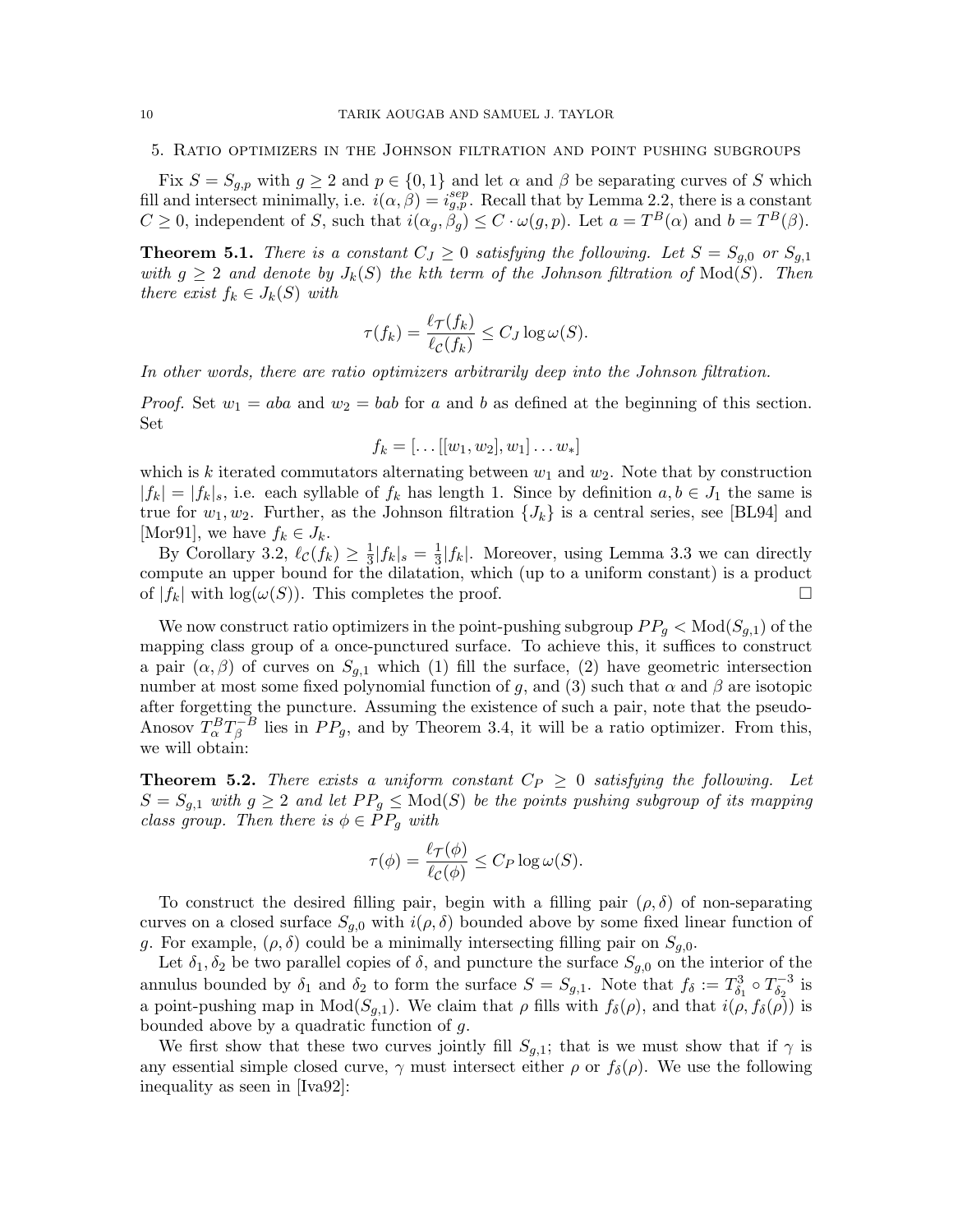## 5. Ratio optimizers in the Johnson filtration and point pushing subgroups

Fix $S = S_{g,p}$ with $g \geq 2$ and $p \in \{0, 1\}$ and let $\alpha$ and $\beta$ be separating curves of $S$ which fill and intersect minimally, i.e. $i(\alpha, \beta) = i^{sep}_{g,p}$. Recall that by Lemma 2.2, there is a constant $C \geq 0$, independent of $S$, such that $i(\alpha_g, \beta_g) \leq C \cdot \omega(g, p)$. Let $a = T^B(\alpha)$ and $b = T^B(\beta)$.

**Theorem 5.1.** *There is a constant $C_J \geq 0$ satisfying the following. Let $S = S_{g,0}$ or $S_{g,1}$ with $g \geq 2$ and denote by $J_k(S)$ the kth term of the Johnson filtration of $\mathrm{Mod}(S)$. Then there exist $f_k \in J_k(S)$ with*

$$\tau(f_k) = \frac{\ell_{\mathcal{T}}(f_k)}{\ell_{\mathcal{C}}(f_k)} \leq C_J \log \omega(S).$$

*In other words, there are ratio optimizers arbitrarily deep into the Johnson filtration.*

*Proof.* Set $w_1 = aba$ and $w_2 = bab$ for $a$ and $b$ as defined at the beginning of this section. Set

$$f_k = [\ldots[[w_1, w_2], w_1] \ldots w_*]$$

which is $k$ iterated commutators alternating between $w_1$ and $w_2$. Note that by construction $|f_k| = |f_k|_s$, i.e. each syllable of $f_k$ has length 1. Since by definition $a, b \in J_1$ the same is true for $w_1, w_2$. Further, as the Johnson filtration $\{J_k\}$ is a central series, see [BL94] and [Mor91], we have $f_k \in J_k$.

By Corollary 3.2, $\ell_{\mathcal{C}}(f_k) \geq \frac{1}{3}|f_k|_s = \frac{1}{3}|f_k|$. Moreover, using Lemma 3.3 we can directly compute an upper bound for the dilatation, which (up to a uniform constant) is a product of $|f_k|$ with $\log(\omega(S))$. This completes the proof. $\square$

We now construct ratio optimizers in the point-pushing subgroup $PP_g < \mathrm{Mod}(S_{g,1})$ of the mapping class group of a once-punctured surface. To achieve this, it suffices to construct a pair $(\alpha, \beta)$ of curves on $S_{g,1}$ which (1) fill the surface, (2) have geometric intersection number at most some fixed polynomial function of $g$, and (3) such that $\alpha$ and $\beta$ are isotopic after forgetting the puncture. Assuming the existence of such a pair, note that the pseudo-Anosov $T^B_\alpha T^{-B}_\beta$ lies in $PP_g$, and by Theorem 3.4, it will be a ratio optimizer. From this, we will obtain:

**Theorem 5.2.** *There exists a uniform constant $C_P \geq 0$ satisfying the following. Let $S = S_{g,1}$ with $g \geq 2$ and let $PP_g \leq \mathrm{Mod}(S)$ be the points pushing subgroup of its mapping class group. Then there is $\phi \in PP_g$ with*

$$\tau(\phi) = \frac{\ell_{\mathcal{T}}(\phi)}{\ell_{\mathcal{C}}(\phi)} \leq C_P \log \omega(S).$$

To construct the desired filling pair, begin with a filling pair $(\rho, \delta)$ of non-separating curves on a closed surface $S_{g,0}$ with $i(\rho, \delta)$ bounded above by some fixed linear function of $g$. For example, $(\rho, \delta)$ could be a minimally intersecting filling pair on $S_{g,0}$.

Let $\delta_1, \delta_2$ be two parallel copies of $\delta$, and puncture the surface $S_{g,0}$ on the interior of the annulus bounded by $\delta_1$ and $\delta_2$ to form the surface $S = S_{g,1}$. Note that $f_\delta := T^3_{\delta_1} \circ T^{-3}_{\delta_2}$ is a point-pushing map in $\mathrm{Mod}(S_{g,1})$. We claim that $\rho$ fills with $f_\delta(\rho)$, and that $i(\rho, f_\delta(\rho))$ is bounded above by a quadratic function of $g$.

We first show that these two curves jointly fill $S_{g,1}$; that is we must show that if $\gamma$ is any essential simple closed curve, $\gamma$ must intersect either $\rho$ or $f_\delta(\rho)$. We use the following inequality as seen in [Iva92]: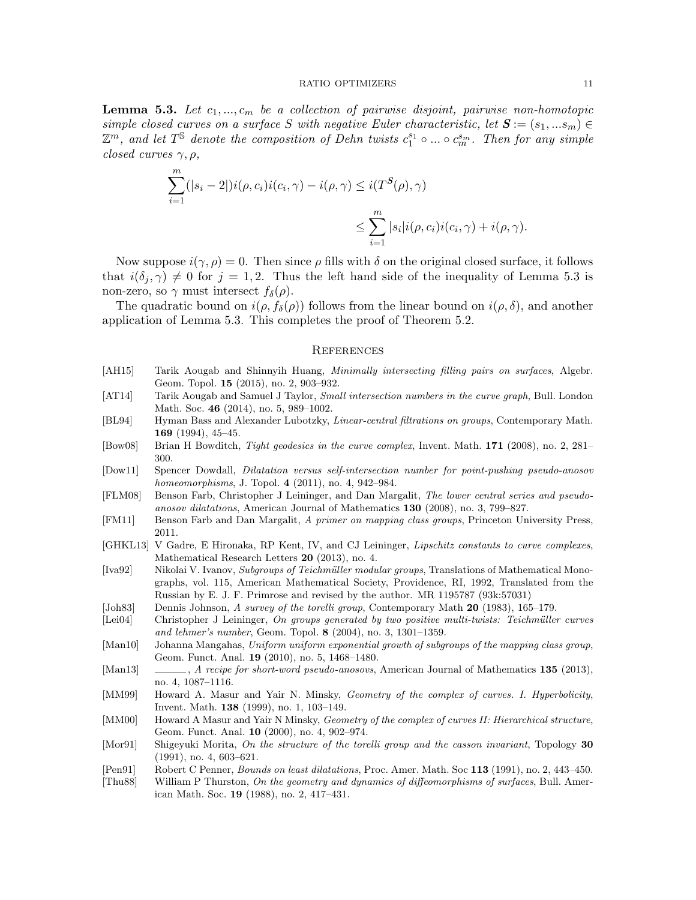**Lemma 5.3.** *Let $c_1, ..., c_m$ be a collection of pairwise disjoint, pairwise non-homotopic simple closed curves on a surface $S$ with negative Euler characteristic, let $\boldsymbol{S} := (s_1, ... s_m) \in \mathbb{Z}^m$, and let $T^{\mathbb{S}}$ denote the composition of Dehn twists $c_1^{s_1} \circ ... \circ c_m^{s_m}$. Then for any simple closed curves $\gamma, \rho$,*

$$\sum_{i=1}^{m} (|s_i - 2|) i(\rho, c_i) i(c_i, \gamma) - i(\rho, \gamma) \leq i(T^{\boldsymbol{S}}(\rho), \gamma)$$

$$\leq \sum_{i=1}^{m} |s_i| i(\rho, c_i) i(c_i, \gamma) + i(\rho, \gamma).$$

Now suppose $i(\gamma, \rho) = 0$. Then since $\rho$ fills with $\delta$ on the original closed surface, it follows that $i(\delta_j, \gamma) \neq 0$ for $j = 1, 2$. Thus the left hand side of the inequality of Lemma 5.3 is non-zero, so $\gamma$ must intersect $f_\delta(\rho)$.

The quadratic bound on $i(\rho, f_\delta(\rho))$ follows from the linear bound on $i(\rho, \delta)$, and another application of Lemma 5.3. This completes the proof of Theorem 5.2.

## References

- [AH15] Tarik Aougab and Shinnyih Huang, *Minimally intersecting filling pairs on surfaces*, Algebr. Geom. Topol. **15** (2015), no. 2, 903–932.
- [AT14] Tarik Aougab and Samuel J Taylor, *Small intersection numbers in the curve graph*, Bull. London Math. Soc. **46** (2014), no. 5, 989–1002.
- [BL94] Hyman Bass and Alexander Lubotzky, *Linear-central filtrations on groups*, Contemporary Math. **169** (1994), 45–45.
- [Bow08] Brian H Bowditch, *Tight geodesics in the curve complex*, Invent. Math. **171** (2008), no. 2, 281–300.
- [Dow11] Spencer Dowdall, *Dilatation versus self-intersection number for point-pushing pseudo-anosov homeomorphisms*, J. Topol. **4** (2011), no. 4, 942–984.
- [FLM08] Benson Farb, Christopher J Leininger, and Dan Margalit, *The lower central series and pseudo-anosov dilatations*, American Journal of Mathematics **130** (2008), no. 3, 799–827.
- [FM11] Benson Farb and Dan Margalit, *A primer on mapping class groups*, Princeton University Press, 2011.
- [GHKL13] V Gadre, E Hironaka, RP Kent, IV, and CJ Leininger, *Lipschitz constants to curve complexes*, Mathematical Research Letters **20** (2013), no. 4.
- [Iva92] Nikolai V. Ivanov, *Subgroups of Teichmüller modular groups*, Translations of Mathematical Monographs, vol. 115, American Mathematical Society, Providence, RI, 1992, Translated from the Russian by E. J. F. Primrose and revised by the author. MR 1195787 (93k:57031)
- [Joh83] Dennis Johnson, *A survey of the torelli group*, Contemporary Math **20** (1983), 165–179.
- [Lei04] Christopher J Leininger, *On groups generated by two positive multi-twists: Teichmüller curves and lehmer's number*, Geom. Topol. **8** (2004), no. 3, 1301–1359.
- [Man10] Johanna Mangahas, *Uniform uniform exponential growth of subgroups of the mapping class group*, Geom. Funct. Anal. **19** (2010), no. 5, 1468–1480.
- [Man13] ______, *A recipe for short-word pseudo-anosovs*, American Journal of Mathematics **135** (2013), no. 4, 1087–1116.
- [MM99] Howard A. Masur and Yair N. Minsky, *Geometry of the complex of curves. I. Hyperbolicity*, Invent. Math. **138** (1999), no. 1, 103–149.
- [MM00] Howard A Masur and Yair N Minsky, *Geometry of the complex of curves II: Hierarchical structure*, Geom. Funct. Anal. **10** (2000), no. 4, 902–974.
- [Mor91] Shigeyuki Morita, *On the structure of the torelli group and the casson invariant*, Topology **30** (1991), no. 4, 603–621.
- [Pen91] Robert C Penner, *Bounds on least dilatations*, Proc. Amer. Math. Soc **113** (1991), no. 2, 443–450.
- [Thu88] William P Thurston, *On the geometry and dynamics of diffeomorphisms of surfaces*, Bull. American Math. Soc. **19** (1988), no. 2, 417–431.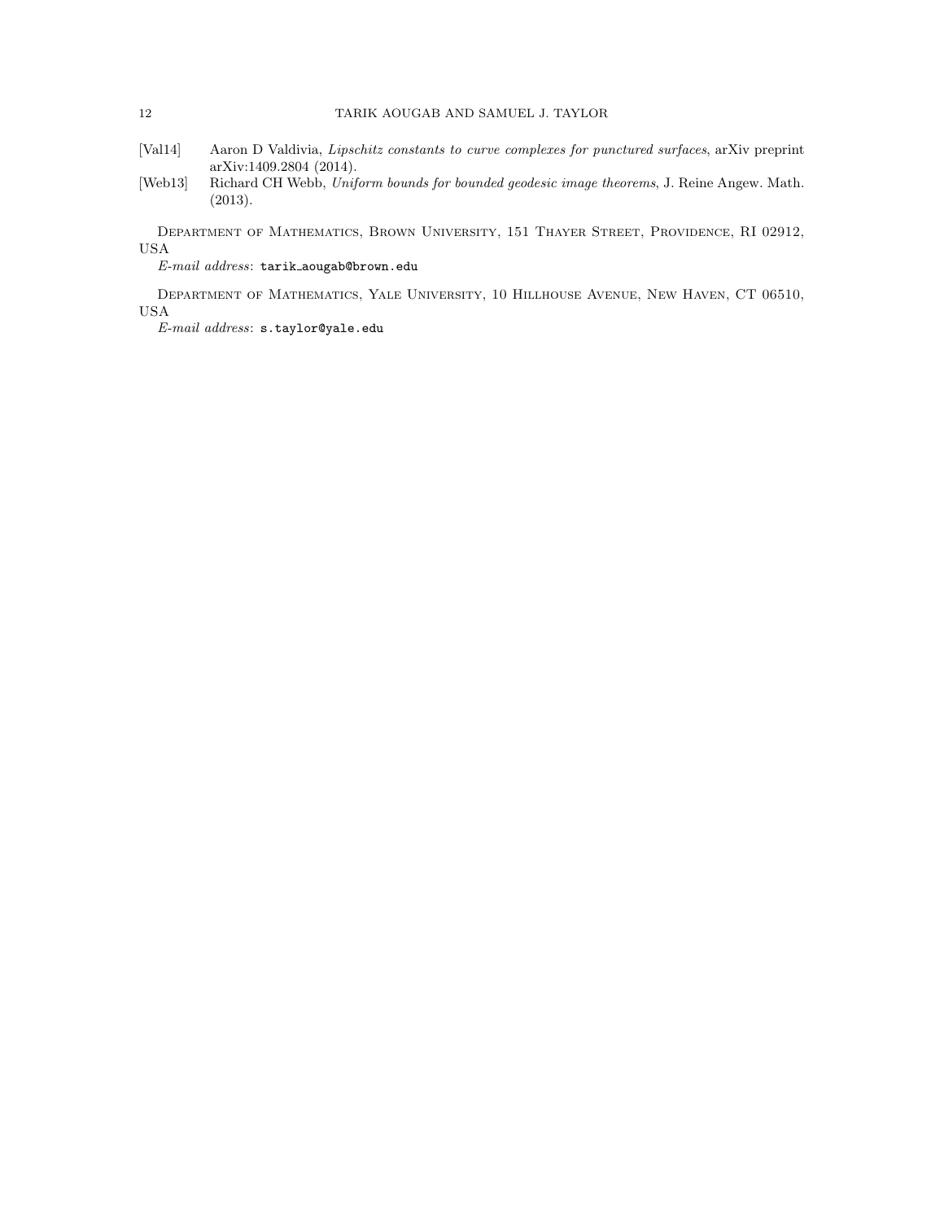[Val14] Aaron D Valdivia, *Lipschitz constants to curve complexes for punctured surfaces*, arXiv preprint arXiv:1409.2804 (2014).

[Web13] Richard CH Webb, *Uniform bounds for bounded geodesic image theorems*, J. Reine Angew. Math. (2013).

Department of Mathematics, Brown University, 151 Thayer Street, Providence, RI 02912, USA

*E-mail address*: `tarik_aougab@brown.edu`

Department of Mathematics, Yale University, 10 Hillhouse Avenue, New Haven, CT 06510, USA

*E-mail address*: `s.taylor@yale.edu`